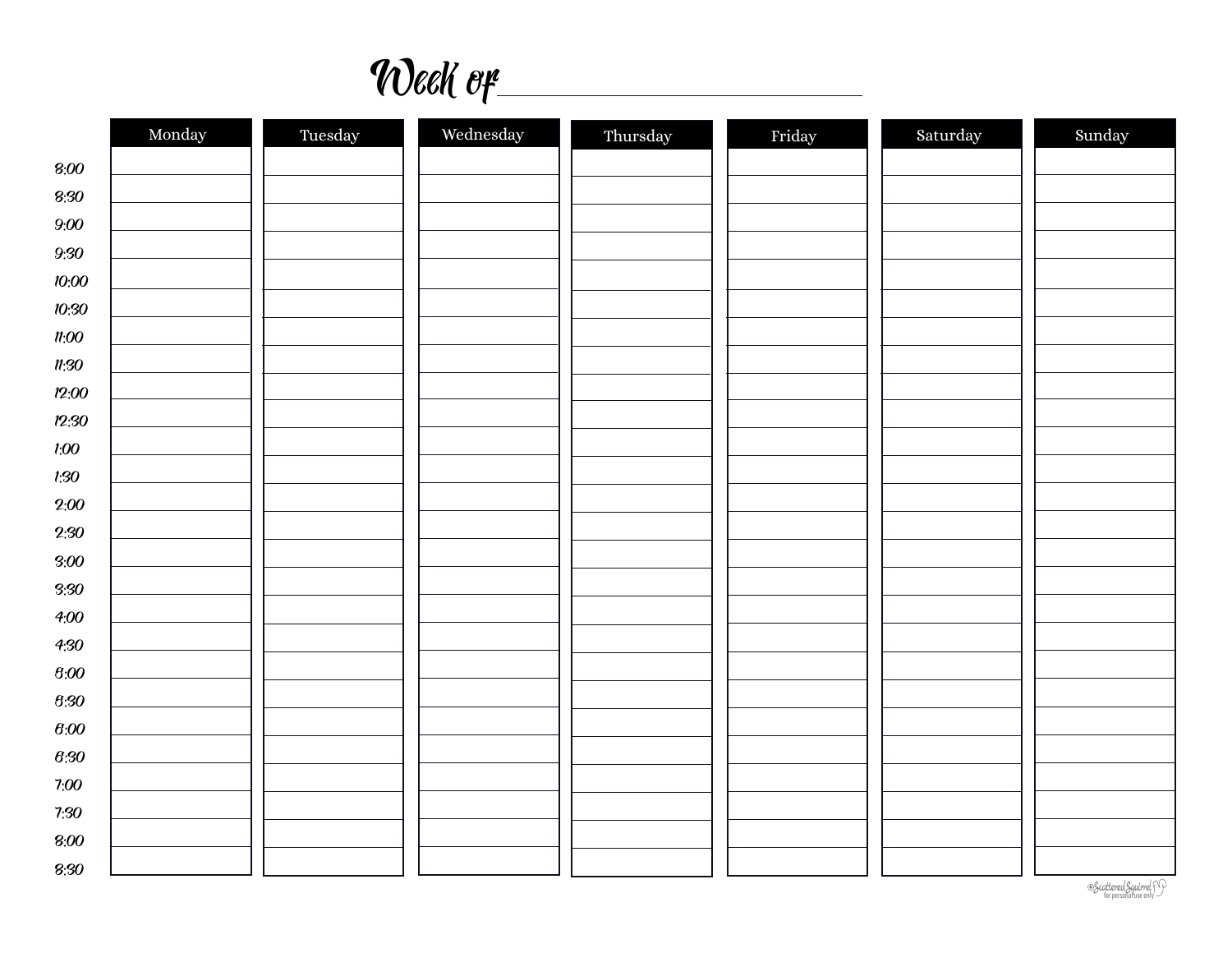# Week of ______________________

| | Monday | Tuesday | Wednesday | Thursday | Friday | Saturday | Sunday |
|---|---|---|---|---|---|---|---|
| 8:00 | | | | | | | |
| 8:30 | | | | | | | |
| 9:00 | | | | | | | |
| 9:30 | | | | | | | |
| 10:00 | | | | | | | |
| 10:30 | | | | | | | |
| 11:00 | | | | | | | |
| 11:30 | | | | | | | |
| 12:00 | | | | | | | |
| 12:30 | | | | | | | |
| 1:00 | | | | | | | |
| 1:30 | | | | | | | |
| 2:00 | | | | | | | |
| 2:30 | | | | | | | |
| 3:00 | | | | | | | |
| 3:30 | | | | | | | |
| 4:00 | | | | | | | |
| 4:30 | | | | | | | |
| 5:00 | | | | | | | |
| 5:30 | | | | | | | |
| 6:00 | | | | | | | |
| 6:30 | | | | | | | |
| 7:00 | | | | | | | |
| 7:30 | | | | | | | |
| 8:00 | | | | | | | |
| 8:30 | | | | | | | |

©Scattered Squirrel for personal use only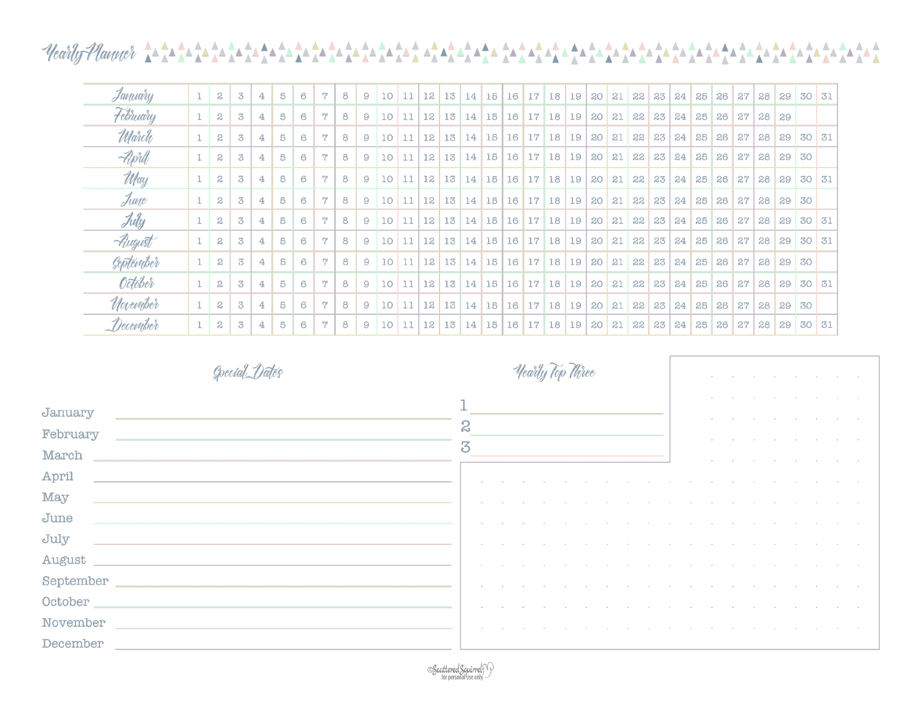# Yearly Planner

| | | | | | | | | | | | | | | | | | | | | | | | | | | | | | | | |
|---|---|---|---|---|---|---|---|---|---|---|---|---|---|---|---|---|---|---|---|---|---|---|---|---|---|---|---|---|---|---|---|
| January | 1 | 2 | 3 | 4 | 5 | 6 | 7 | 8 | 9 | 10 | 11 | 12 | 13 | 14 | 15 | 16 | 17 | 18 | 19 | 20 | 21 | 22 | 23 | 24 | 25 | 26 | 27 | 28 | 29 | 30 | 31 |
| February | 1 | 2 | 3 | 4 | 5 | 6 | 7 | 8 | 9 | 10 | 11 | 12 | 13 | 14 | 15 | 16 | 17 | 18 | 19 | 20 | 21 | 22 | 23 | 24 | 25 | 26 | 27 | 28 | 29 | | |
| March | 1 | 2 | 3 | 4 | 5 | 6 | 7 | 8 | 9 | 10 | 11 | 12 | 13 | 14 | 15 | 16 | 17 | 18 | 19 | 20 | 21 | 22 | 23 | 24 | 25 | 26 | 27 | 28 | 29 | 30 | 31 |
| April | 1 | 2 | 3 | 4 | 5 | 6 | 7 | 8 | 9 | 10 | 11 | 12 | 13 | 14 | 15 | 16 | 17 | 18 | 19 | 20 | 21 | 22 | 23 | 24 | 25 | 26 | 27 | 28 | 29 | 30 | |
| May | 1 | 2 | 3 | 4 | 5 | 6 | 7 | 8 | 9 | 10 | 11 | 12 | 13 | 14 | 15 | 16 | 17 | 18 | 19 | 20 | 21 | 22 | 23 | 24 | 25 | 26 | 27 | 28 | 29 | 30 | 31 |
| June | 1 | 2 | 3 | 4 | 5 | 6 | 7 | 8 | 9 | 10 | 11 | 12 | 13 | 14 | 15 | 16 | 17 | 18 | 19 | 20 | 21 | 22 | 23 | 24 | 25 | 26 | 27 | 28 | 29 | 30 | |
| July | 1 | 2 | 3 | 4 | 5 | 6 | 7 | 8 | 9 | 10 | 11 | 12 | 13 | 14 | 15 | 16 | 17 | 18 | 19 | 20 | 21 | 22 | 23 | 24 | 25 | 26 | 27 | 28 | 29 | 30 | 31 |
| August | 1 | 2 | 3 | 4 | 5 | 6 | 7 | 8 | 9 | 10 | 11 | 12 | 13 | 14 | 15 | 16 | 17 | 18 | 19 | 20 | 21 | 22 | 23 | 24 | 25 | 26 | 27 | 28 | 29 | 30 | 31 |
| September | 1 | 2 | 3 | 4 | 5 | 6 | 7 | 8 | 9 | 10 | 11 | 12 | 13 | 14 | 15 | 16 | 17 | 18 | 19 | 20 | 21 | 22 | 23 | 24 | 25 | 26 | 27 | 28 | 29 | 30 | |
| October | 1 | 2 | 3 | 4 | 5 | 6 | 7 | 8 | 9 | 10 | 11 | 12 | 13 | 14 | 15 | 16 | 17 | 18 | 19 | 20 | 21 | 22 | 23 | 24 | 25 | 26 | 27 | 28 | 29 | 30 | 31 |
| November | 1 | 2 | 3 | 4 | 5 | 6 | 7 | 8 | 9 | 10 | 11 | 12 | 13 | 14 | 15 | 16 | 17 | 18 | 19 | 20 | 21 | 22 | 23 | 24 | 25 | 26 | 27 | 28 | 29 | 30 | |
| December | 1 | 2 | 3 | 4 | 5 | 6 | 7 | 8 | 9 | 10 | 11 | 12 | 13 | 14 | 15 | 16 | 17 | 18 | 19 | 20 | 21 | 22 | 23 | 24 | 25 | 26 | 27 | 28 | 29 | 30 | 31 |

## Special Dates

January ______

February ______

March ______

April ______

May ______

June ______

July ______

August ______

September ______

October ______

November ______

December ______

## Yearly Top Three

1 ______

2 ______

3 ______

©Scattered Squirrel
for personal use only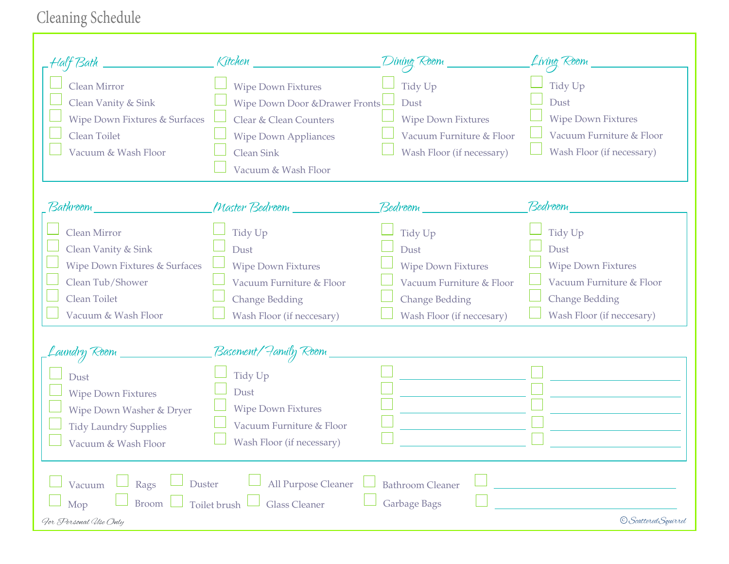# Cleaning Schedule

## Half Bath

- [ ] Clean Mirror
- [ ] Clean Vanity & Sink
- [ ] Wipe Down Fixtures & Surfaces
- [ ] Clean Toilet
- [ ] Vacuum & Wash Floor

## Kitchen

- [ ] Wipe Down Fixtures
- [ ] Wipe Down Door &Drawer Fronts
- [ ] Clear & Clean Counters
- [ ] Wipe Down Appliances
- [ ] Clean Sink
- [ ] Vacuum & Wash Floor

## Dining Room

- [ ] Tidy Up
- [ ] Dust
- [ ] Wipe Down Fixtures
- [ ] Vacuum Furniture & Floor
- [ ] Wash Floor (if necessary)

## Living Room

- [ ] Tidy Up
- [ ] Dust
- [ ] Wipe Down Fixtures
- [ ] Vacuum Furniture & Floor
- [ ] Wash Floor (if necessary)

## Bathroom

- [ ] Clean Mirror
- [ ] Clean Vanity & Sink
- [ ] Wipe Down Fixtures & Surfaces
- [ ] Clean Tub/Shower
- [ ] Clean Toilet
- [ ] Vacuum & Wash Floor

## Master Bedroom

- [ ] Tidy Up
- [ ] Dust
- [ ] Wipe Down Fixtures
- [ ] Vacuum Furniture & Floor
- [ ] Change Bedding
- [ ] Wash Floor (if neccesary)

## Bedroom

- [ ] Tidy Up
- [ ] Dust
- [ ] Wipe Down Fixtures
- [ ] Vacuum Furniture & Floor
- [ ] Change Bedding
- [ ] Wash Floor (if neccesary)

## Bedroom

- [ ] Tidy Up
- [ ] Dust
- [ ] Wipe Down Fixtures
- [ ] Vacuum Furniture & Floor
- [ ] Change Bedding
- [ ] Wash Floor (if neccesary)

## Laundry Room

- [ ] Dust
- [ ] Wipe Down Fixtures
- [ ] Wipe Down Washer & Dryer
- [ ] Tidy Laundry Supplies
- [ ] Vacuum & Wash Floor

## Basement/Family Room

- [ ] Tidy Up
- [ ] Dust
- [ ] Wipe Down Fixtures
- [ ] Vacuum Furniture & Floor
- [ ] Wash Floor (if necessary)

- [ ] ______________________
- [ ] ______________________
- [ ] ______________________
- [ ] ______________________
- [ ] ______________________

- [ ] ______________________
- [ ] ______________________
- [ ] ______________________
- [ ] ______________________
- [ ] ______________________

---

- [ ] Vacuum
- [ ] Rags
- [ ] Duster
- [ ] All Purpose Cleaner
- [ ] Bathroom Cleaner
- [ ] ______________________
- [ ] Mop
- [ ] Broom
- [ ] Toilet brush
- [ ] Glass Cleaner
- [ ] Garbage Bags
- [ ] ______________________

*For Personal Use Only*

©ScatteredSquirrel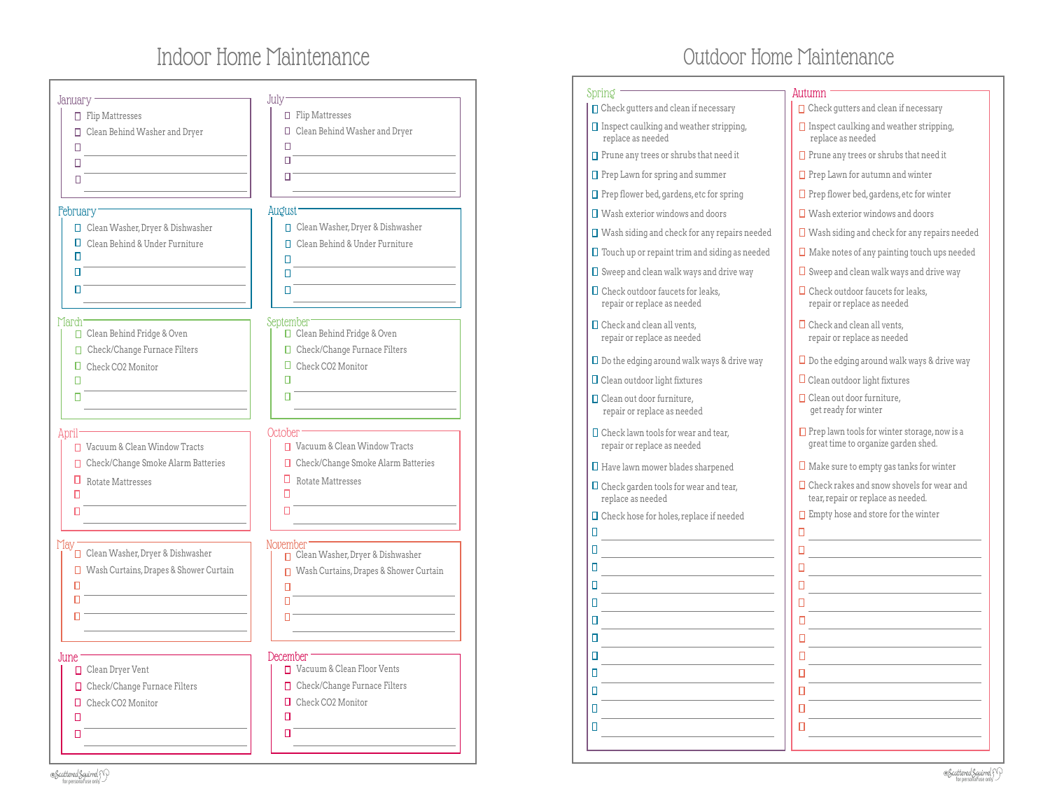# Indoor Home Maintenance

## January
- [ ] Flip Mattresses
- [ ] Clean Behind Washer and Dryer
- [ ] 
- [ ] 
- [ ] 

## February
- [ ] Clean Washer, Dryer & Dishwasher
- [ ] Clean Behind & Under Furniture
- [ ] 
- [ ] 
- [ ] 

## March
- [ ] Clean Behind Fridge & Oven
- [ ] Check/Change Furnace Filters
- [ ] Check CO2 Monitor
- [ ] 
- [ ] 

## April
- [ ] Vacuum & Clean Window Tracts
- [ ] Check/Change Smoke Alarm Batteries
- [ ] Rotate Mattresses
- [ ] 
- [ ] 

## May
- [ ] Clean Washer, Dryer & Dishwasher
- [ ] Wash Curtains, Drapes & Shower Curtain
- [ ] 
- [ ] 
- [ ] 

## June
- [ ] Clean Dryer Vent
- [ ] Check/Change Furnace Filters
- [ ] Check CO2 Monitor
- [ ] 
- [ ] 

## July
- [ ] Flip Mattresses
- [ ] Clean Behind Washer and Dryer
- [ ] 
- [ ] 
- [ ] 

## August
- [ ] Clean Washer, Dryer & Dishwasher
- [ ] Clean Behind & Under Furniture
- [ ] 
- [ ] 
- [ ] 

## September
- [ ] Clean Behind Fridge & Oven
- [ ] Check/Change Furnace Filters
- [ ] Check CO2 Monitor
- [ ] 
- [ ] 

## October
- [ ] Vacuum & Clean Window Tracts
- [ ] Check/Change Smoke Alarm Batteries
- [ ] Rotate Mattresses
- [ ] 
- [ ] 

## November
- [ ] Clean Washer, Dryer & Dishwasher
- [ ] Wash Curtains, Drapes & Shower Curtain
- [ ] 
- [ ] 
- [ ] 

## December
- [ ] Vacuum & Clean Floor Vents
- [ ] Check/Change Furnace Filters
- [ ] Check CO2 Monitor
- [ ] 
- [ ] 

©Scattered Squirrel
for personal use only

# Outdoor Home Maintenance

## Spring
- [ ] Check gutters and clean if necessary
- [ ] Inspect caulking and weather stripping, replace as needed
- [ ] Prune any trees or shrubs that need it
- [ ] Prep Lawn for spring and summer
- [ ] Prep flower bed, gardens, etc for spring
- [ ] Wash exterior windows and doors
- [ ] Wash siding and check for any repairs needed
- [ ] Touch up or repaint trim and siding as needed
- [ ] Sweep and clean walk ways and drive way
- [ ] Check outdoor faucets for leaks, repair or replace as needed
- [ ] Check and clean all vents, repair or replace as needed
- [ ] Do the edging around walk ways & drive way
- [ ] Clean outdoor light fixtures
- [ ] Clean out door furniture, repair or replace as needed
- [ ] Check lawn tools for wear and tear, repair or replace as needed
- [ ] Have lawn mower blades sharpened
- [ ] Check garden tools for wear and tear, replace as needed
- [ ] Check hose for holes, replace if needed
- [ ] 
- [ ] 
- [ ] 
- [ ] 
- [ ] 
- [ ] 
- [ ] 
- [ ] 
- [ ] 
- [ ] 
- [ ] 
- [ ] 

## Autumn
- [ ] Check gutters and clean if necessary
- [ ] Inspect caulking and weather stripping, replace as needed
- [ ] Prune any trees or shrubs that need it
- [ ] Prep Lawn for autumn and winter
- [ ] Prep flower bed, gardens, etc for winter
- [ ] Wash exterior windows and doors
- [ ] Wash siding and check for any repairs needed
- [ ] Make notes of any painting touch ups needed
- [ ] Sweep and clean walk ways and drive way
- [ ] Check outdoor faucets for leaks, repair or replace as needed
- [ ] Check and clean all vents, repair or replace as needed
- [ ] Do the edging around walk ways & drive way
- [ ] Clean outdoor light fixtures
- [ ] Clean out door furniture, get ready for winter
- [ ] Prep lawn tools for winter storage, now is a great time to organize garden shed.
- [ ] Make sure to empty gas tanks for winter
- [ ] Check rakes and snow shovels for wear and tear, repair or replace as needed.
- [ ] Empty hose and store for the winter
- [ ] 
- [ ] 
- [ ] 
- [ ] 
- [ ] 
- [ ] 
- [ ] 
- [ ] 
- [ ] 
- [ ] 
- [ ] 
- [ ] 

©Scattered Squirrel
for personal use only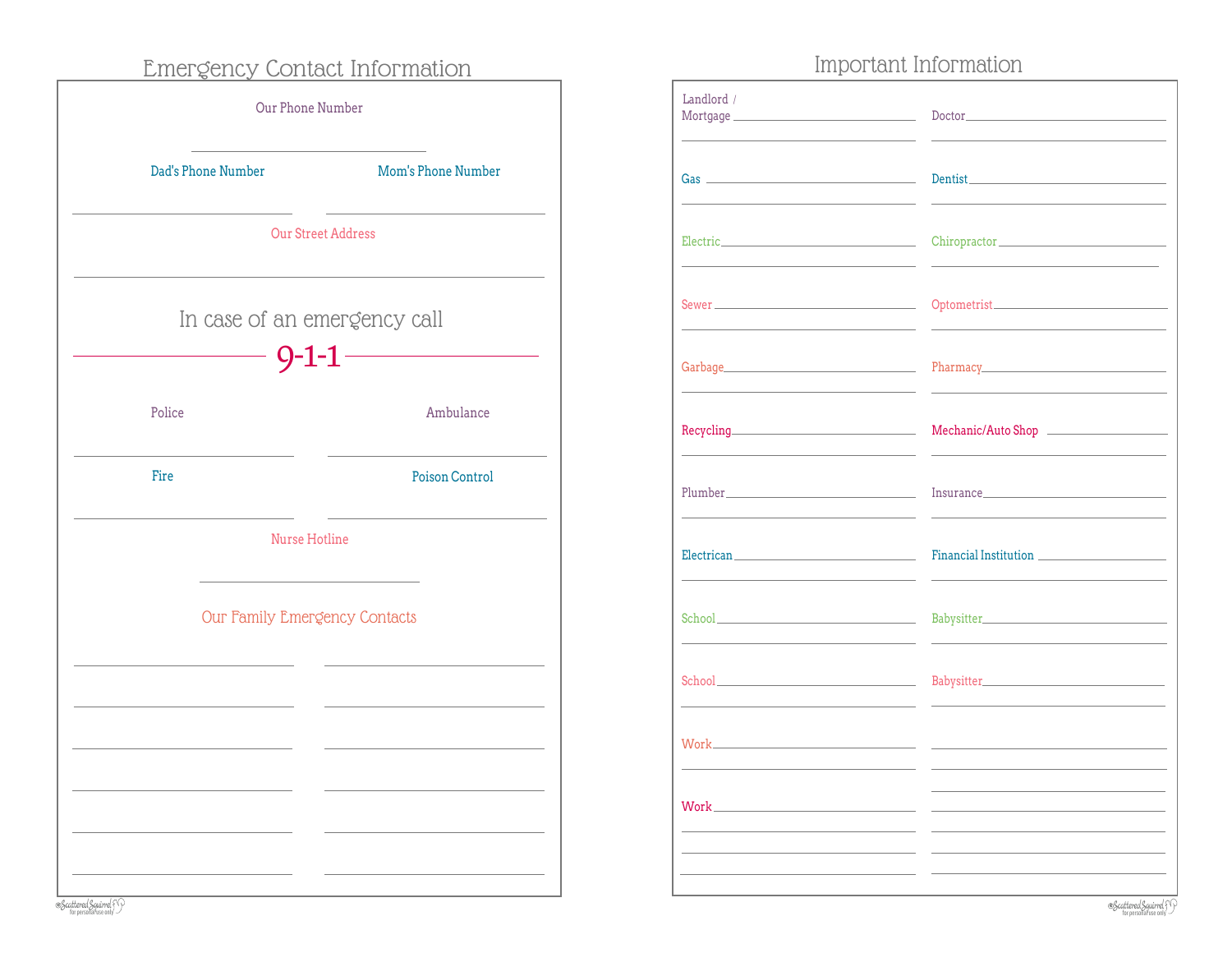## Emergency Contact Information

Our Phone Number

___________________________

Dad's Phone Number ___________________________

Mom's Phone Number ___________________________

Our Street Address

___________________________

In case of an emergency call

**9-1-1**

Police ___________________________

Ambulance ___________________________

Fire ___________________________

Poison Control ___________________________

Nurse Hotline

___________________________

Our Family Emergency Contacts

___________________________ ___________________________

___________________________ ___________________________

___________________________ ___________________________

___________________________ ___________________________

___________________________ ___________________________

___________________________ ___________________________

## Important Information

Landlord / Mortgage ___________________________

Gas ___________________________

Electric ___________________________

Sewer ___________________________

Garbage ___________________________

Recycling ___________________________

Plumber ___________________________

Electrican ___________________________

School ___________________________

School ___________________________

Work ___________________________

Work ___________________________

Doctor ___________________________

Dentist ___________________________

Chiropractor ___________________________

Optometrist ___________________________

Pharmacy ___________________________

Mechanic/Auto Shop ___________________________

Insurance ___________________________

Financial Institution ___________________________

Babysitter ___________________________

Babysitter ___________________________

___________________________

___________________________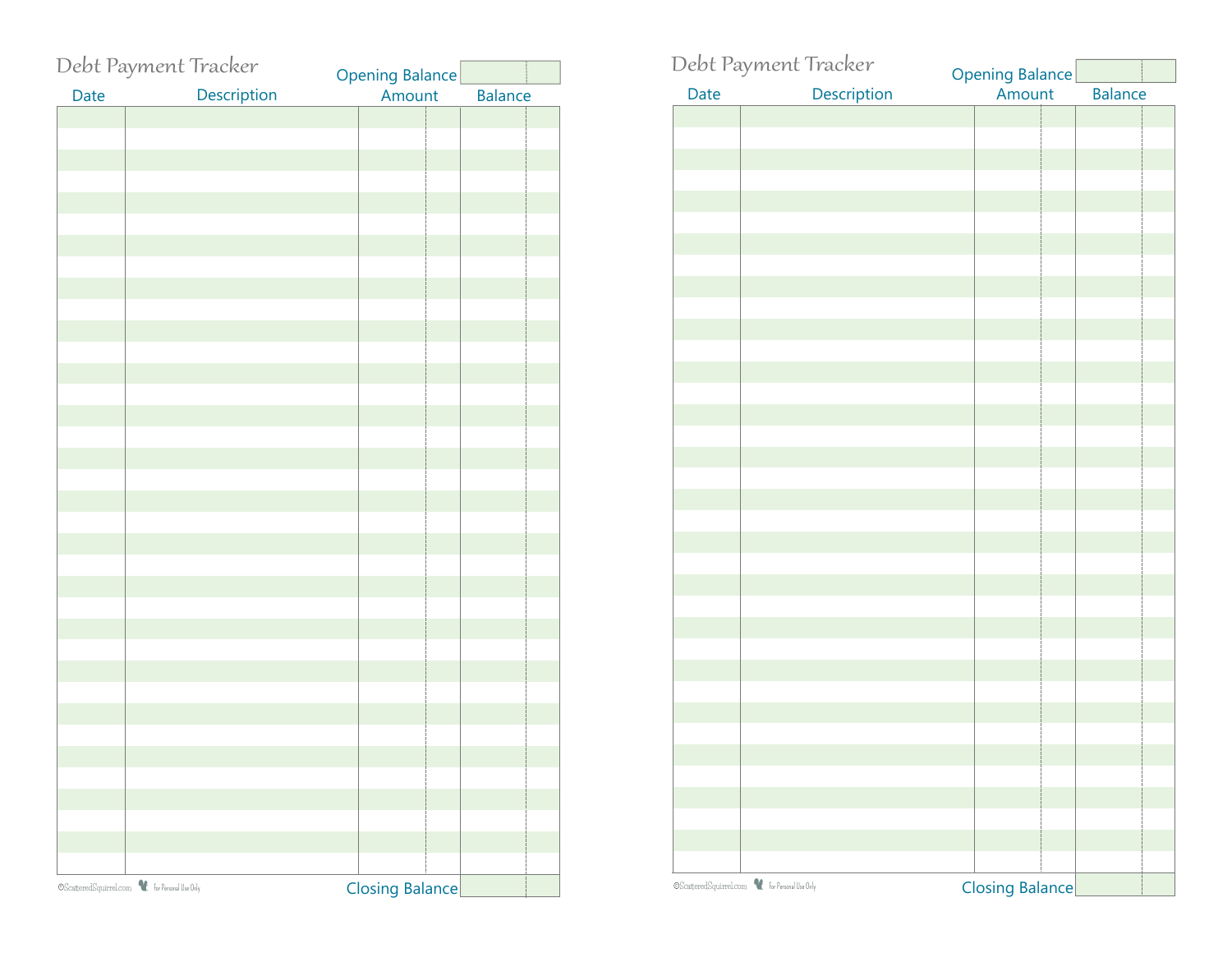# Debt Payment Tracker

Opening Balance

| Date | Description | Amount | Balance |
|---|---|---|---|
| | | | |
| | | | |
| | | | |
| | | | |
| | | | |
| | | | |
| | | | |
| | | | |
| | | | |
| | | | |
| | | | |
| | | | |
| | | | |
| | | | |
| | | | |
| | | | |
| | | | |
| | | | |
| | | | |
| | | | |
| | | | |
| | | | |
| | | | |
| | | | |
| | | | |
| | | | |
| | | | |
| | | | |
| | | | |
| | | | |
| | | | |
| | | | |
| | | | |
| | | | |
| | | | |
| | | | |

©ScatteredSquirrel.com for Personal Use Only

Closing Balance

# Debt Payment Tracker

Opening Balance

| Date | Description | Amount | Balance |
|---|---|---|---|
| | | | |
| | | | |
| | | | |
| | | | |
| | | | |
| | | | |
| | | | |
| | | | |
| | | | |
| | | | |
| | | | |
| | | | |
| | | | |
| | | | |
| | | | |
| | | | |
| | | | |
| | | | |
| | | | |
| | | | |
| | | | |
| | | | |
| | | | |
| | | | |
| | | | |
| | | | |
| | | | |
| | | | |
| | | | |
| | | | |
| | | | |
| | | | |
| | | | |
| | | | |
| | | | |
| | | | |

©ScatteredSquirrel.com for Personal Use Only

Closing Balance